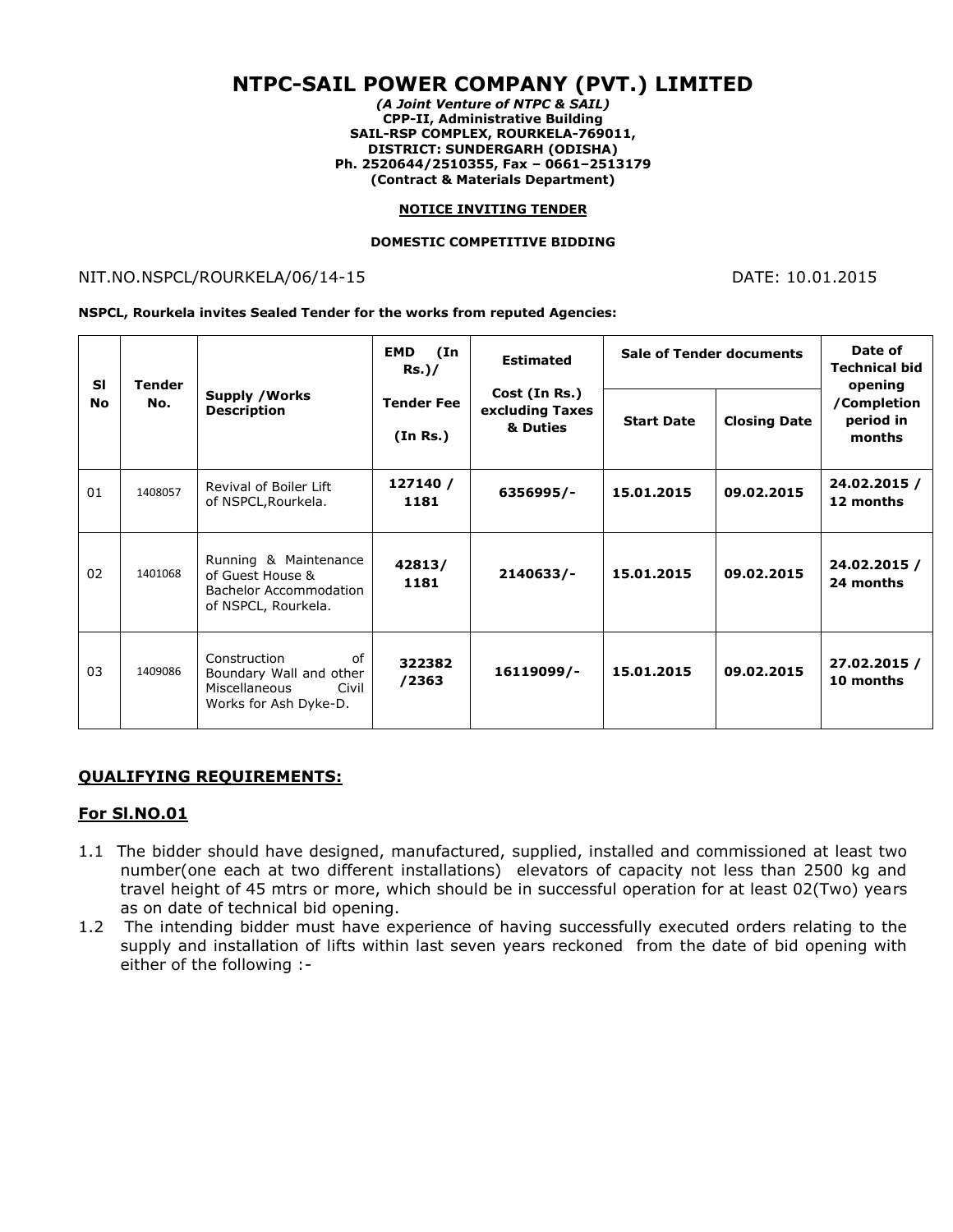# NTPC-SAIL POWER COMPANY (PVT.) LIMITED

***(A Joint Venture of NTPC & SAIL)***
**CPP-II, Administrative Building**
**SAIL-RSP COMPLEX, ROURKELA-769011,**
**DISTRICT: SUNDERGARH (ODISHA)**
**Ph. 2520644/2510355, Fax – 0661–2513179**
**(Contract & Materials Department)**

**NOTICE INVITING TENDER**

**DOMESTIC COMPETITIVE BIDDING**

NIT.NO.NSPCL/ROURKELA/06/14-15 DATE: 10.01.2015

**NSPCL, Rourkela invites Sealed Tender for the works from reputed Agencies:**

| Sl No | Tender No. | Supply /Works Description | EMD (In Rs.)/ Tender Fee (In Rs.) | Estimated Cost (In Rs.) excluding Taxes & Duties | Sale of Tender documents | | Date of Technical bid opening /Completion period in months |
|---|---|---|---|---|---|---|---|
| | | | | | Start Date | Closing Date | |
| 01 | 1408057 | Revival of Boiler Lift of NSPCL,Rourkela. | 127140 / 1181 | 6356995/- | 15.01.2015 | 09.02.2015 | 24.02.2015 / 12 months |
| 02 | 1401068 | Running & Maintenance of Guest House & Bachelor Accommodation of NSPCL, Rourkela. | 42813/ 1181 | 2140633/- | 15.01.2015 | 09.02.2015 | 24.02.2015 / 24 months |
| 03 | 1409086 | Construction of Boundary Wall and other Miscellaneous Civil Works for Ash Dyke-D. | 322382 /2363 | 16119099/- | 15.01.2015 | 09.02.2015 | 27.02.2015 / 10 months |

## QUALIFYING REQUIREMENTS:

### For Sl.NO.01

1.1 The bidder should have designed, manufactured, supplied, installed and commissioned at least two number(one each at two different installations) elevators of capacity not less than 2500 kg and travel height of 45 mtrs or more, which should be in successful operation for at least 02(Two) years as on date of technical bid opening.

1.2 The intending bidder must have experience of having successfully executed orders relating to the supply and installation of lifts within last seven years reckoned from the date of bid opening with either of the following :-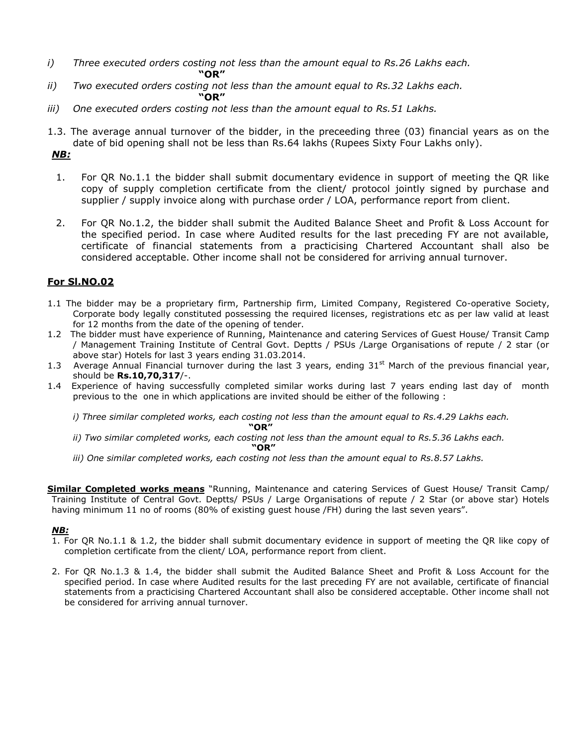*i) Three executed orders costing not less than the amount equal to Rs.26 Lakhs each.*

**"OR"**

*ii) Two executed orders costing not less than the amount equal to Rs.32 Lakhs each.*

**"OR"**

*iii) One executed orders costing not less than the amount equal to Rs.51 Lakhs.*

1.3. The average annual turnover of the bidder, in the preceeding three (03) financial years as on the date of bid opening shall not be less than Rs.64 lakhs (Rupees Sixty Four Lakhs only).

***NB:***

1. For QR No.1.1 the bidder shall submit documentary evidence in support of meeting the QR like copy of supply completion certificate from the client/ protocol jointly signed by purchase and supplier / supply invoice along with purchase order / LOA, performance report from client.
2. For QR No.1.2, the bidder shall submit the Audited Balance Sheet and Profit & Loss Account for the specified period. In case where Audited results for the last preceding FY are not available, certificate of financial statements from a practicising Chartered Accountant shall also be considered acceptable. Other income shall not be considered for arriving annual turnover.

## For Sl.NO.02

1.1 The bidder may be a proprietary firm, Partnership firm, Limited Company, Registered Co-operative Society, Corporate body legally constituted possessing the required licenses, registrations etc as per law valid at least for 12 months from the date of the opening of tender.

1.2 The bidder must have experience of Running, Maintenance and catering Services of Guest House/ Transit Camp / Management Training Institute of Central Govt. Deptts / PSUs /Large Organisations of repute / 2 star (or above star) Hotels for last 3 years ending 31.03.2014.

1.3 Average Annual Financial turnover during the last 3 years, ending 31st March of the previous financial year, should be **Rs.10,70,317**/-.

1.4 Experience of having successfully completed similar works during last 7 years ending last day of month previous to the one in which applications are invited should be either of the following :

*i) Three similar completed works, each costing not less than the amount equal to Rs.4.29 Lakhs each.*

**"OR"**

*ii) Two similar completed works, each costing not less than the amount equal to Rs.5.36 Lakhs each.*

**"OR"**

*iii) One similar completed works, each costing not less than the amount equal to Rs.8.57 Lakhs.*

**Similar Completed works means** "Running, Maintenance and catering Services of Guest House/ Transit Camp/ Training Institute of Central Govt. Deptts/ PSUs / Large Organisations of repute / 2 Star (or above star) Hotels having minimum 11 no of rooms (80% of existing guest house /FH) during the last seven years".

***NB:***

1. For QR No.1.1 & 1.2, the bidder shall submit documentary evidence in support of meeting the QR like copy of completion certificate from the client/ LOA, performance report from client.
2. For QR No.1.3 & 1.4, the bidder shall submit the Audited Balance Sheet and Profit & Loss Account for the specified period. In case where Audited results for the last preceding FY are not available, certificate of financial statements from a practicising Chartered Accountant shall also be considered acceptable. Other income shall not be considered for arriving annual turnover.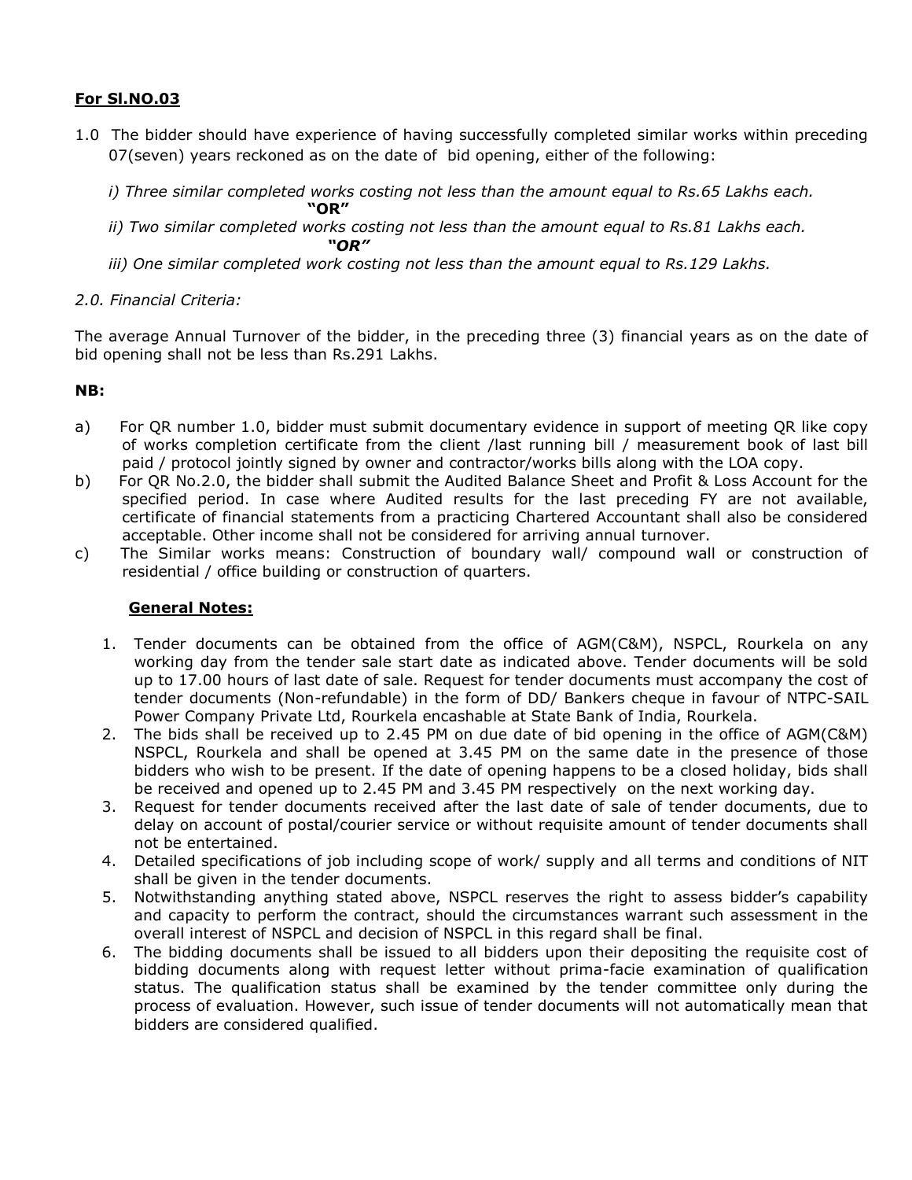**For Sl.NO.03**

1.0 The bidder should have experience of having successfully completed similar works within preceding 07(seven) years reckoned as on the date of bid opening, either of the following:

*i) Three similar completed works costing not less than the amount equal to Rs.65 Lakhs each.*

**"OR"**

*ii) Two similar completed works costing not less than the amount equal to Rs.81 Lakhs each.*

***"OR"***

*iii) One similar completed work costing not less than the amount equal to Rs.129 Lakhs.*

*2.0. Financial Criteria:*

The average Annual Turnover of the bidder, in the preceding three (3) financial years as on the date of bid opening shall not be less than Rs.291 Lakhs.

**NB:**

a) For QR number 1.0, bidder must submit documentary evidence in support of meeting QR like copy of works completion certificate from the client /last running bill / measurement book of last bill paid / protocol jointly signed by owner and contractor/works bills along with the LOA copy.

b) For QR No.2.0, the bidder shall submit the Audited Balance Sheet and Profit & Loss Account for the specified period. In case where Audited results for the last preceding FY are not available, certificate of financial statements from a practicing Chartered Accountant shall also be considered acceptable. Other income shall not be considered for arriving annual turnover.

c) The Similar works means: Construction of boundary wall/ compound wall or construction of residential / office building or construction of quarters.

**General Notes:**

1. Tender documents can be obtained from the office of AGM(C&M), NSPCL, Rourkela on any working day from the tender sale start date as indicated above. Tender documents will be sold up to 17.00 hours of last date of sale. Request for tender documents must accompany the cost of tender documents (Non-refundable) in the form of DD/ Bankers cheque in favour of NTPC-SAIL Power Company Private Ltd, Rourkela encashable at State Bank of India, Rourkela.
2. The bids shall be received up to 2.45 PM on due date of bid opening in the office of AGM(C&M) NSPCL, Rourkela and shall be opened at 3.45 PM on the same date in the presence of those bidders who wish to be present. If the date of opening happens to be a closed holiday, bids shall be received and opened up to 2.45 PM and 3.45 PM respectively on the next working day.
3. Request for tender documents received after the last date of sale of tender documents, due to delay on account of postal/courier service or without requisite amount of tender documents shall not be entertained.
4. Detailed specifications of job including scope of work/ supply and all terms and conditions of NIT shall be given in the tender documents.
5. Notwithstanding anything stated above, NSPCL reserves the right to assess bidder's capability and capacity to perform the contract, should the circumstances warrant such assessment in the overall interest of NSPCL and decision of NSPCL in this regard shall be final.
6. The bidding documents shall be issued to all bidders upon their depositing the requisite cost of bidding documents along with request letter without prima-facie examination of qualification status. The qualification status shall be examined by the tender committee only during the process of evaluation. However, such issue of tender documents will not automatically mean that bidders are considered qualified.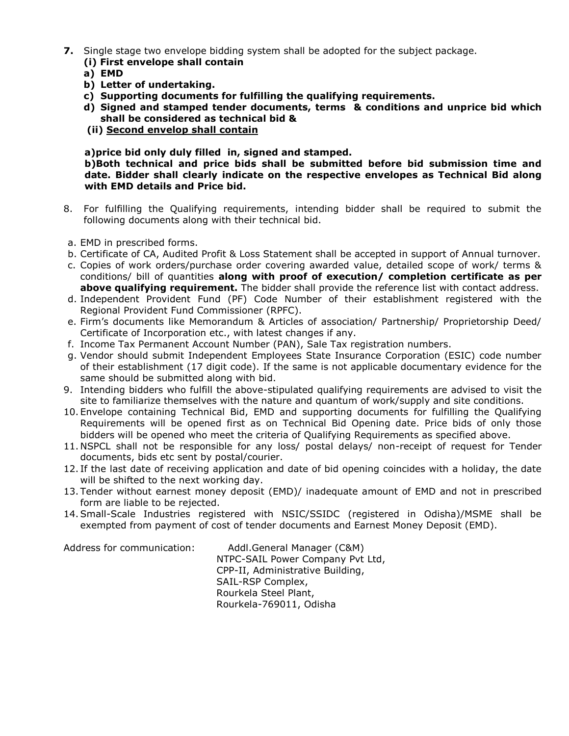**7.** Single stage two envelope bidding system shall be adopted for the subject package.

**(i) First envelope shall contain**

**a) EMD**

**b) Letter of undertaking.**

**c) Supporting documents for fulfilling the qualifying requirements.**

**d) Signed and stamped tender documents, terms & conditions and unprice bid which shall be considered as technical bid &**

**(ii) <u>Second envelop shall contain</u>**

**a)price bid only duly filled in, signed and stamped.**

**b)Both technical and price bids shall be submitted before bid submission time and date. Bidder shall clearly indicate on the respective envelopes as Technical Bid along with EMD details and Price bid.**

8. For fulfilling the Qualifying requirements, intending bidder shall be required to submit the following documents along with their technical bid.

a. EMD in prescribed forms.
b. Certificate of CA, Audited Profit & Loss Statement shall be accepted in support of Annual turnover.
c. Copies of work orders/purchase order covering awarded value, detailed scope of work/ terms & conditions/ bill of quantities **along with proof of execution/ completion certificate as per above qualifying requirement.** The bidder shall provide the reference list with contact address.
d. Independent Provident Fund (PF) Code Number of their establishment registered with the Regional Provident Fund Commissioner (RPFC).
e. Firm's documents like Memorandum & Articles of association/ Partnership/ Proprietorship Deed/ Certificate of Incorporation etc., with latest changes if any.
f. Income Tax Permanent Account Number (PAN), Sale Tax registration numbers.
g. Vendor should submit Independent Employees State Insurance Corporation (ESIC) code number of their establishment (17 digit code). If the same is not applicable documentary evidence for the same should be submitted along with bid.

9. Intending bidders who fulfill the above-stipulated qualifying requirements are advised to visit the site to familiarize themselves with the nature and quantum of work/supply and site conditions.
10. Envelope containing Technical Bid, EMD and supporting documents for fulfilling the Qualifying Requirements will be opened first as on Technical Bid Opening date. Price bids of only those bidders will be opened who meet the criteria of Qualifying Requirements as specified above.
11. NSPCL shall not be responsible for any loss/ postal delays/ non-receipt of request for Tender documents, bids etc sent by postal/courier.
12. If the last date of receiving application and date of bid opening coincides with a holiday, the date will be shifted to the next working day.
13. Tender without earnest money deposit (EMD)/ inadequate amount of EMD and not in prescribed form are liable to be rejected.
14. Small-Scale Industries registered with NSIC/SSIDC (registered in Odisha)/MSME shall be exempted from payment of cost of tender documents and Earnest Money Deposit (EMD).

Address for communication:

Addl.General Manager (C&M)
NTPC-SAIL Power Company Pvt Ltd,
CPP-II, Administrative Building,
SAIL-RSP Complex,
Rourkela Steel Plant,
Rourkela-769011, Odisha